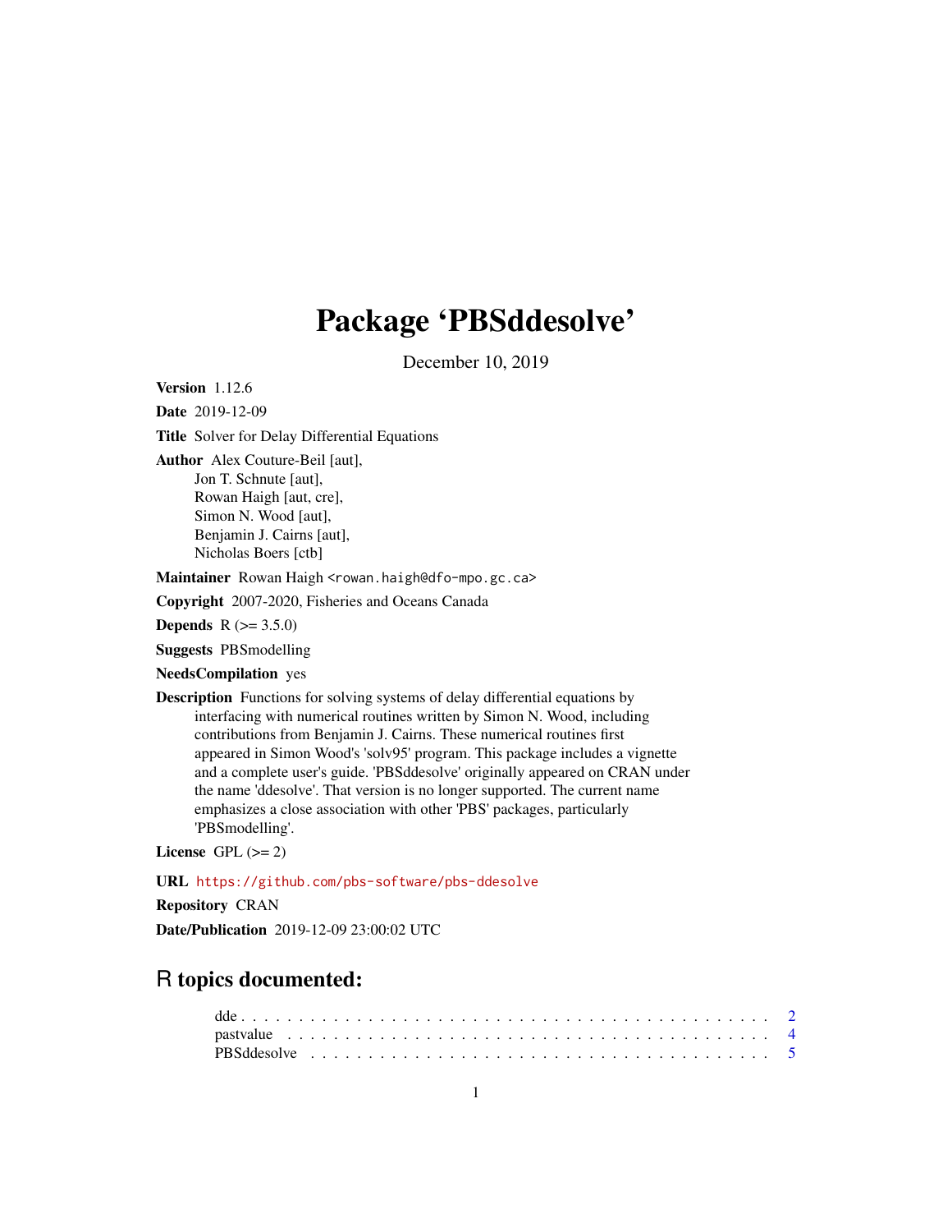# Package 'PBSddesolve'

December 10, 2019

**Version** 1.12.6

**Date** 2019-12-09

**Title** Solver for Delay Differential Equations

**Author** Alex Couture-Beil [aut],
Jon T. Schnute [aut],
Rowan Haigh [aut, cre],
Simon N. Wood [aut],
Benjamin J. Cairns [aut],
Nicholas Boers [ctb]

**Maintainer** Rowan Haigh <rowan.haigh@dfo-mpo.gc.ca>

**Copyright** 2007-2020, Fisheries and Oceans Canada

**Depends** R (>= 3.5.0)

**Suggests** PBSmodelling

**NeedsCompilation** yes

**Description** Functions for solving systems of delay differential equations by interfacing with numerical routines written by Simon N. Wood, including contributions from Benjamin J. Cairns. These numerical routines first appeared in Simon Wood's 'solv95' program. This package includes a vignette and a complete user's guide. 'PBSddesolve' originally appeared on CRAN under the name 'ddesolve'. That version is no longer supported. The current name emphasizes a close association with other 'PBS' packages, particularly 'PBSmodelling'.

**License** GPL (>= 2)

**URL** https://github.com/pbs-software/pbs-ddesolve

**Repository** CRAN

**Date/Publication** 2019-12-09 23:00:02 UTC

## R topics documented:

dde . . . . . . . . . . . . . . . . . . . . . . . . . . . . . . . . . . . . . . . . . . . . 2
pastvalue . . . . . . . . . . . . . . . . . . . . . . . . . . . . . . . . . . . . . . . . . 4
PBSddesolve . . . . . . . . . . . . . . . . . . . . . . . . . . . . . . . . . . . . . . . 5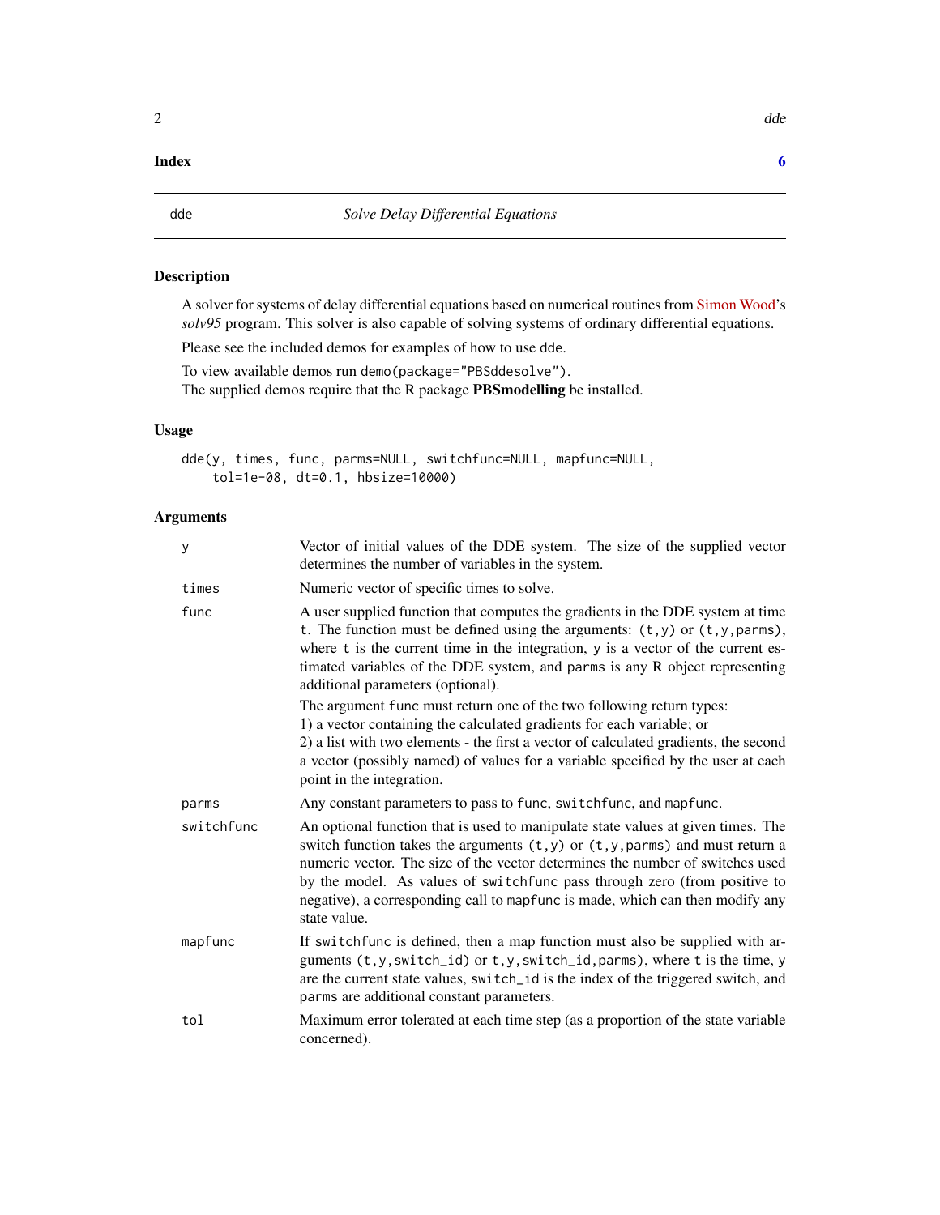**Index** 6

## dde — *Solve Delay Differential Equations*

### Description

A solver for systems of delay differential equations based on numerical routines from Simon Wood's *solv95* program. This solver is also capable of solving systems of ordinary differential equations.

Please see the included demos for examples of how to use dde.

To view available demos run `demo(package="PBSddesolve")`.
The supplied demos require that the R package **PBSmodelling** be installed.

### Usage

```
dde(y, times, func, parms=NULL, switchfunc=NULL, mapfunc=NULL,
    tol=1e-08, dt=0.1, hbsize=10000)
```

### Arguments

| | |
|---|---|
| `y` | Vector of initial values of the DDE system. The size of the supplied vector determines the number of variables in the system. |
| `times` | Numeric vector of specific times to solve. |
| `func` | A user supplied function that computes the gradients in the DDE system at time `t`. The function must be defined using the arguments: `(t,y)` or `(t,y,parms)`, where `t` is the current time in the integration, `y` is a vector of the current estimated variables of the DDE system, and `parms` is any R object representing additional parameters (optional). <br><br> The argument `func` must return one of the two following return types: <br> 1) a vector containing the calculated gradients for each variable; or <br> 2) a list with two elements - the first a vector of calculated gradients, the second a vector (possibly named) of values for a variable specified by the user at each point in the integration. |
| `parms` | Any constant parameters to pass to `func`, `switchfunc`, and `mapfunc`. |
| `switchfunc` | An optional function that is used to manipulate state values at given times. The switch function takes the arguments `(t,y)` or `(t,y,parms)` and must return a numeric vector. The size of the vector determines the number of switches used by the model. As values of `switchfunc` pass through zero (from positive to negative), a corresponding call to `mapfunc` is made, which can then modify any state value. |
| `mapfunc` | If `switchfunc` is defined, then a map function must also be supplied with arguments `(t,y,switch_id)` or `t,y,switch_id,parms)`, where `t` is the time, `y` are the current state values, `switch_id` is the index of the triggered switch, and `parms` are additional constant parameters. |
| `tol` | Maximum error tolerated at each time step (as a proportion of the state variable concerned). |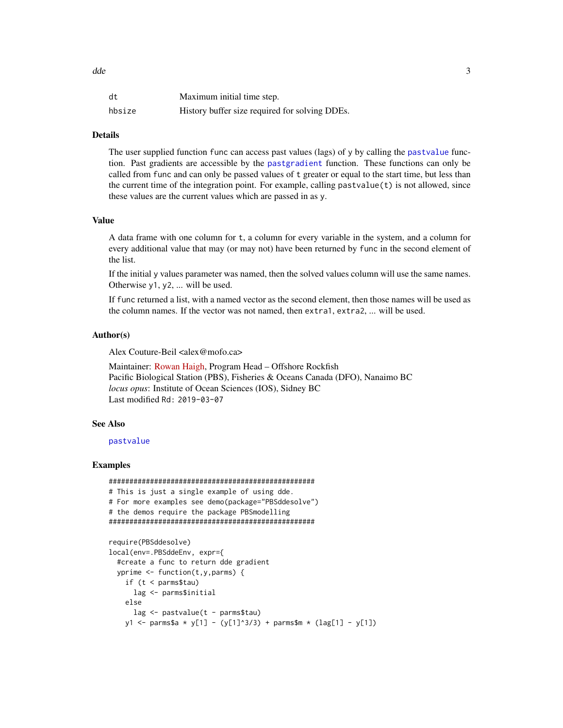| | |
|---|---|
| dt | Maximum initial time step. |
| hbsize | History buffer size required for solving DDEs. |

## Details

The user supplied function func can access past values (lags) of y by calling the pastvalue function. Past gradients are accessible by the pastgradient function. These functions can only be called from func and can only be passed values of t greater or equal to the start time, but less than the current time of the integration point. For example, calling pastvalue(t) is not allowed, since these values are the current values which are passed in as y.

## Value

A data frame with one column for t, a column for every variable in the system, and a column for every additional value that may (or may not) have been returned by func in the second element of the list.

If the initial y values parameter was named, then the solved values column will use the same names. Otherwise y1, y2, ... will be used.

If func returned a list, with a named vector as the second element, then those names will be used as the column names. If the vector was not named, then extra1, extra2, ... will be used.

## Author(s)

Alex Couture-Beil <alex@mofo.ca>

Maintainer: Rowan Haigh, Program Head – Offshore Rockfish
Pacific Biological Station (PBS), Fisheries & Oceans Canada (DFO), Nanaimo BC
*locus opus*: Institute of Ocean Sciences (IOS), Sidney BC
Last modified Rd: 2019-03-07

## See Also

pastvalue

## Examples

```
##################################################
# This is just a single example of using dde.
# For more examples see demo(package="PBSddesolve")
# the demos require the package PBSmodelling
##################################################

require(PBSddesolve)
local(env=.PBSddeEnv, expr={
  #create a func to return dde gradient
  yprime <- function(t,y,parms) {
    if (t < parms$tau)
      lag <- parms$initial
    else
      lag <- pastvalue(t - parms$tau)
    y1 <- parms$a * y[1] - (y[1]^3/3) + parms$m * (lag[1] - y[1])
```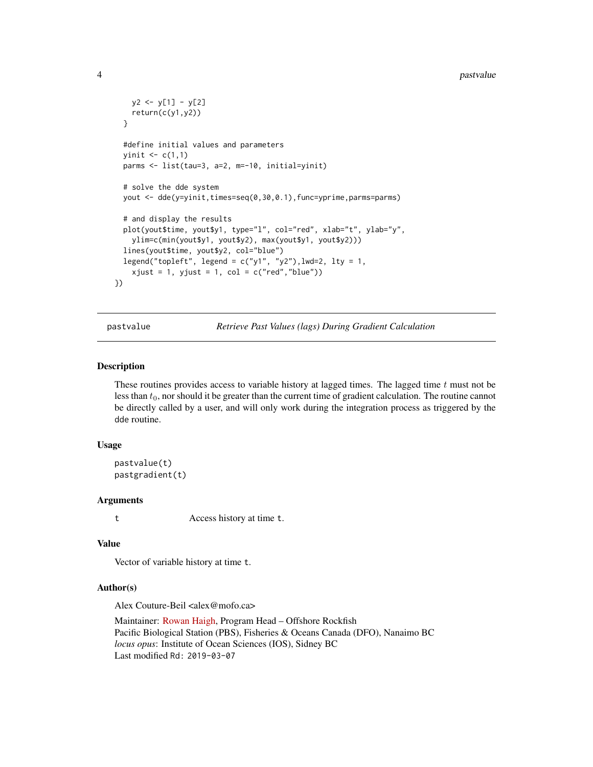```
    y2 <- y[1] - y[2]
    return(c(y1,y2))
  }

  #define initial values and parameters
  yinit <- c(1,1)
  parms <- list(tau=3, a=2, m=-10, initial=yinit)

  # solve the dde system
  yout <- dde(y=yinit,times=seq(0,30,0.1),func=yprime,parms=parms)

  # and display the results
  plot(yout$time, yout$y1, type="l", col="red", xlab="t", ylab="y",
    ylim=c(min(yout$y1, yout$y2), max(yout$y1, yout$y2)))
  lines(yout$time, yout$y2, col="blue")
  legend("topleft", legend = c("y1", "y2"),lwd=2, lty = 1,
    xjust = 1, yjust = 1, col = c("red","blue"))
})
```

---

pastvalue *Retrieve Past Values (lags) During Gradient Calculation*

---

## Description

These routines provides access to variable history at lagged times. The lagged time $t$ must not be less than $t_0$, nor should it be greater than the current time of gradient calculation. The routine cannot be directly called by a user, and will only work during the integration process as triggered by the dde routine.

## Usage

```
pastvalue(t)
pastgradient(t)
```

## Arguments

| | |
|---|---|
| t | Access history at time t. |

## Value

Vector of variable history at time t.

## Author(s)

Alex Couture-Beil <alex@mofo.ca>

Maintainer: Rowan Haigh, Program Head – Offshore Rockfish
Pacific Biological Station (PBS), Fisheries & Oceans Canada (DFO), Nanaimo BC
*locus opus*: Institute of Ocean Sciences (IOS), Sidney BC
Last modified Rd: 2019-03-07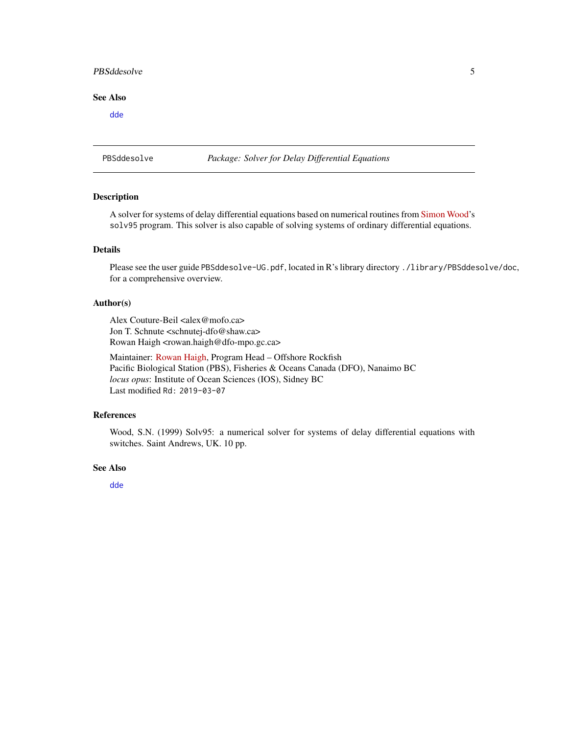### See Also

`dde`

---

## PBSddesolve — *Package: Solver for Delay Differential Equations*

### Description

A solver for systems of delay differential equations based on numerical routines from Simon Wood's `solv95` program. This solver is also capable of solving systems of ordinary differential equations.

### Details

Please see the user guide `PBSddesolve-UG.pdf`, located in R's library directory `./library/PBSddesolve/doc`, for a comprehensive overview.

### Author(s)

Alex Couture-Beil <alex@mofo.ca>
Jon T. Schnute <schnutej-dfo@shaw.ca>
Rowan Haigh <rowan.haigh@dfo-mpo.gc.ca>

Maintainer: Rowan Haigh, Program Head – Offshore Rockfish
Pacific Biological Station (PBS), Fisheries & Oceans Canada (DFO), Nanaimo BC
*locus opus*: Institute of Ocean Sciences (IOS), Sidney BC
Last modified `Rd: 2019-03-07`

### References

Wood, S.N. (1999) Solv95: a numerical solver for systems of delay differential equations with switches. Saint Andrews, UK. 10 pp.

### See Also

`dde`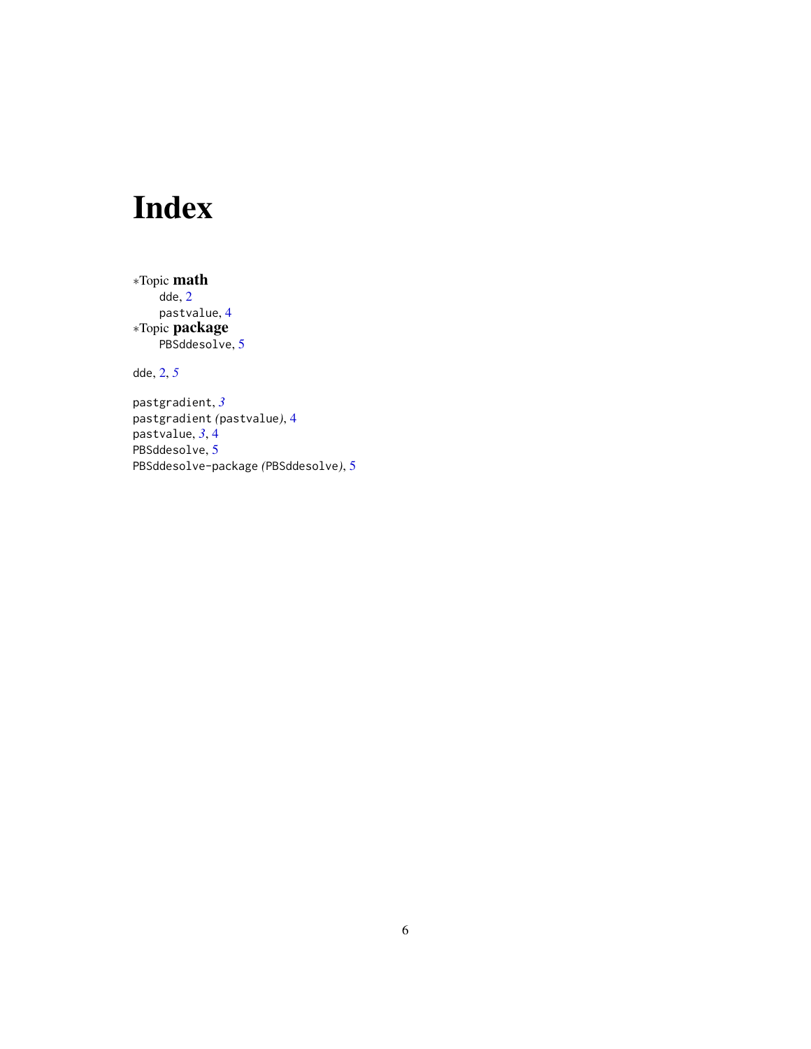# Index

*Topic **math**
- dde, 2
- pastvalue, 4

*Topic **package**
- PBSddesolve, 5

dde, 2, *5*

pastgradient, *3*
pastgradient *(*pastvalue*)*, 4
pastvalue, *3*, 4
PBSddesolve, 5
PBSddesolve-package *(*PBSddesolve*)*, 5